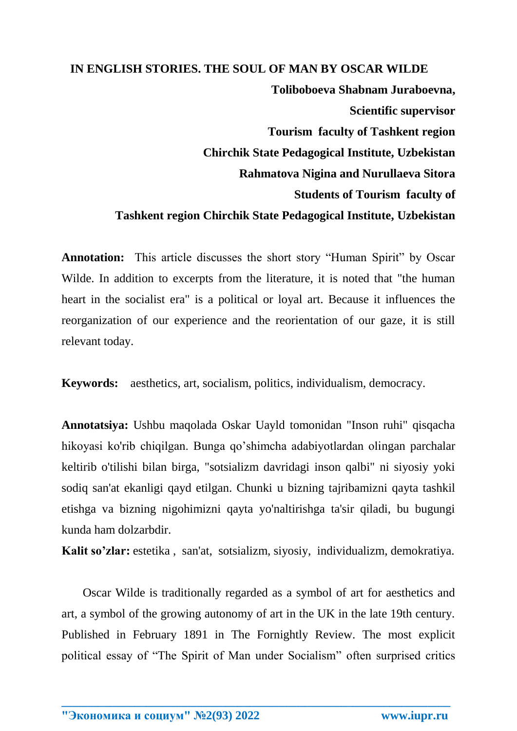# IN ENGLISH STORIES. THE SOUL OF MAN BY OSCAR WILDE

**Toliboboeva Shabnam Juraboevna,**

**Scientific supervisor**

**Tourism faculty of Tashkent region**

**Chirchik State Pedagogical Institute, Uzbekistan**

**Rahmatova Nigina and Nurullaeva Sitora**

**Students of Tourism faculty of**

**Tashkent region Chirchik State Pedagogical Institute, Uzbekistan**

**Annotation:** This article discusses the short story "Human Spirit" by Oscar Wilde. In addition to excerpts from the literature, it is noted that "the human heart in the socialist era" is a political or loyal art. Because it influences the reorganization of our experience and the reorientation of our gaze, it is still relevant today.

**Keywords:** aesthetics, art, socialism, politics, individualism, democracy.

**Annotatsiya:** Ushbu maqolada Oskar Uayld tomonidan "Inson ruhi" qisqacha hikoyasi ko'rib chiqilgan. Bunga qo'shimcha adabiyotlardan olingan parchalar keltirib o'tilishi bilan birga, "sotsializm davridagi inson qalbi" ni siyosiy yoki sodiq san'at ekanligi qayd etilgan. Chunki u bizning tajribamizni qayta tashkil etishga va bizning nigohimizni qayta yo'naltirishga ta'sir qiladi, bu bugungi kunda ham dolzarbdir.

**Kalit so'zlar:** estetika , san'at, sotsializm, siyosiy, individualizm, demokratiya.

Oscar Wilde is traditionally regarded as a symbol of art for aesthetics and art, a symbol of the growing autonomy of art in the UK in the late 19th century. Published in February 1891 in The Fornightly Review. The most explicit political essay of "The Spirit of Man under Socialism" often surprised critics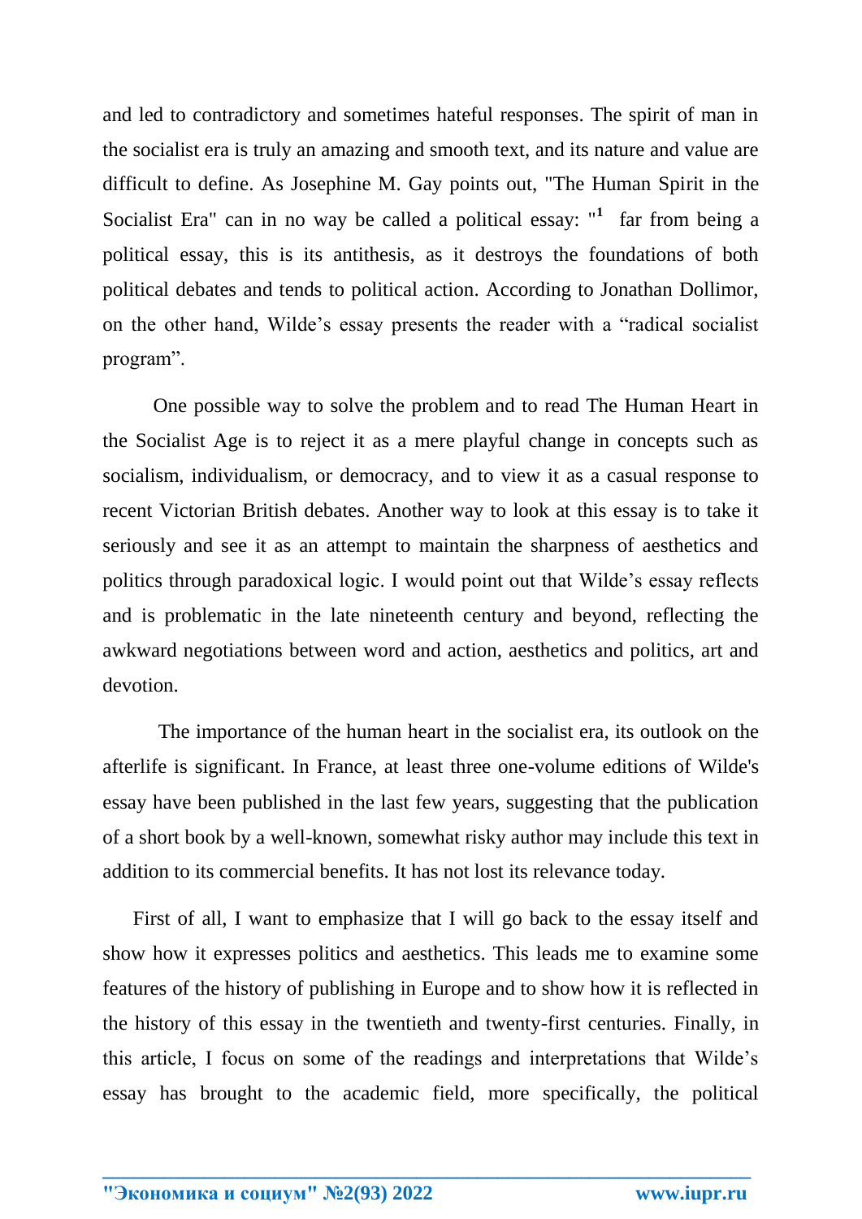and led to contradictory and sometimes hateful responses. The spirit of man in the socialist era is truly an amazing and smooth text, and its nature and value are difficult to define. As Josephine M. Gay points out, "The Human Spirit in the Socialist Era" can in no way be called a political essay: "[1] far from being a political essay, this is its antithesis, as it destroys the foundations of both political debates and tends to political action. According to Jonathan Dollimor, on the other hand, Wilde's essay presents the reader with a "radical socialist program".

One possible way to solve the problem and to read The Human Heart in the Socialist Age is to reject it as a mere playful change in concepts such as socialism, individualism, or democracy, and to view it as a casual response to recent Victorian British debates. Another way to look at this essay is to take it seriously and see it as an attempt to maintain the sharpness of aesthetics and politics through paradoxical logic. I would point out that Wilde's essay reflects and is problematic in the late nineteenth century and beyond, reflecting the awkward negotiations between word and action, aesthetics and politics, art and devotion.

The importance of the human heart in the socialist era, its outlook on the afterlife is significant. In France, at least three one-volume editions of Wilde's essay have been published in the last few years, suggesting that the publication of a short book by a well-known, somewhat risky author may include this text in addition to its commercial benefits. It has not lost its relevance today.

First of all, I want to emphasize that I will go back to the essay itself and show how it expresses politics and aesthetics. This leads me to examine some features of the history of publishing in Europe and to show how it is reflected in the history of this essay in the twentieth and twenty-first centuries. Finally, in this article, I focus on some of the readings and interpretations that Wilde's essay has brought to the academic field, more specifically, the political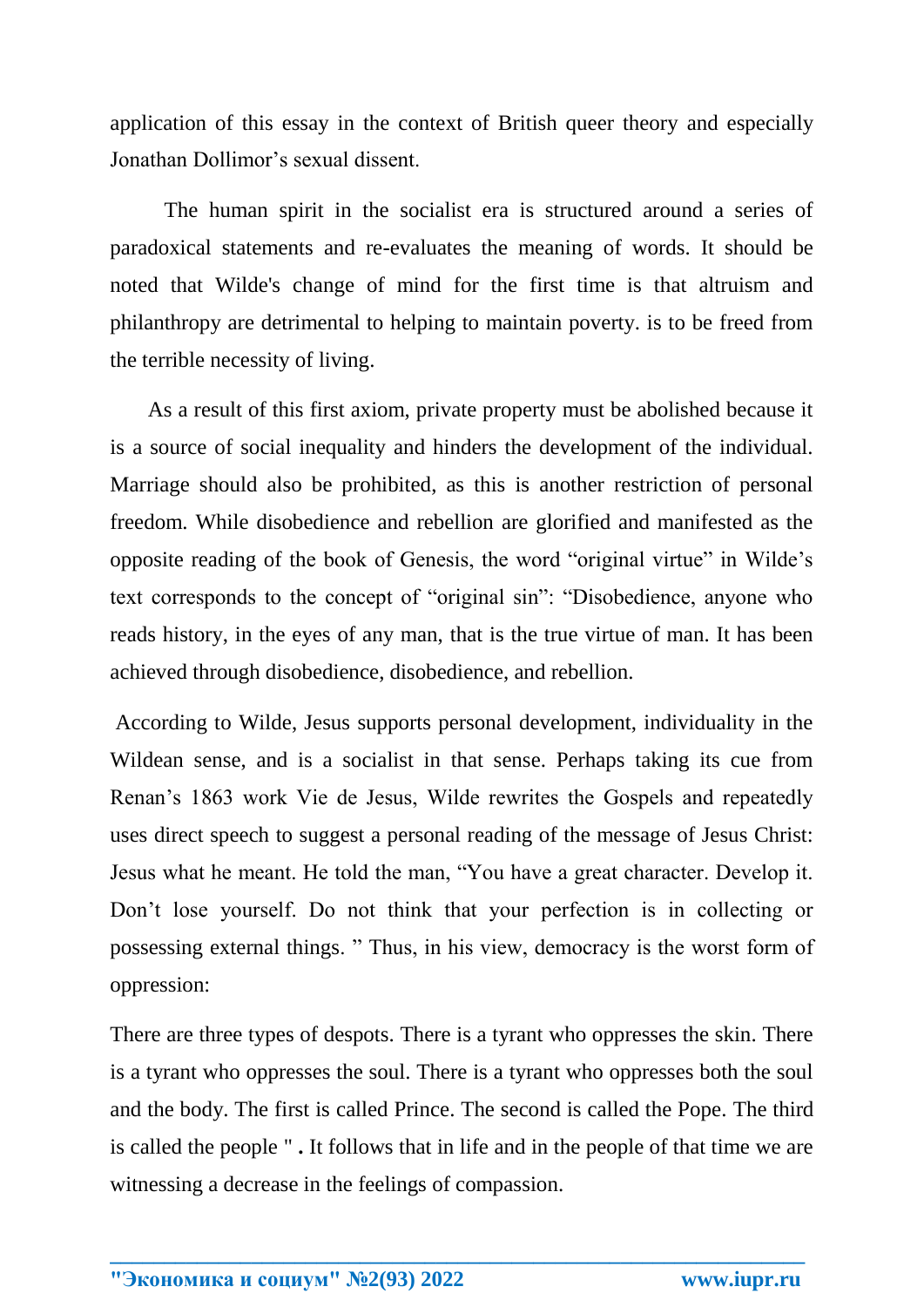application of this essay in the context of British queer theory and especially Jonathan Dollimor's sexual dissent.

The human spirit in the socialist era is structured around a series of paradoxical statements and re-evaluates the meaning of words. It should be noted that Wilde's change of mind for the first time is that altruism and philanthropy are detrimental to helping to maintain poverty. is to be freed from the terrible necessity of living.

As a result of this first axiom, private property must be abolished because it is a source of social inequality and hinders the development of the individual. Marriage should also be prohibited, as this is another restriction of personal freedom. While disobedience and rebellion are glorified and manifested as the opposite reading of the book of Genesis, the word "original virtue" in Wilde's text corresponds to the concept of "original sin": "Disobedience, anyone who reads history, in the eyes of any man, that is the true virtue of man. It has been achieved through disobedience, disobedience, and rebellion.

According to Wilde, Jesus supports personal development, individuality in the Wildean sense, and is a socialist in that sense. Perhaps taking its cue from Renan's 1863 work Vie de Jesus, Wilde rewrites the Gospels and repeatedly uses direct speech to suggest a personal reading of the message of Jesus Christ: Jesus what he meant. He told the man, "You have a great character. Develop it. Don't lose yourself. Do not think that your perfection is in collecting or possessing external things. " Thus, in his view, democracy is the worst form of oppression:

There are three types of despots. There is a tyrant who oppresses the skin. There is a tyrant who oppresses the soul. There is a tyrant who oppresses both the soul and the body. The first is called Prince. The second is called the Pope. The third is called the people " **.** It follows that in life and in the people of that time we are witnessing a decrease in the feelings of compassion.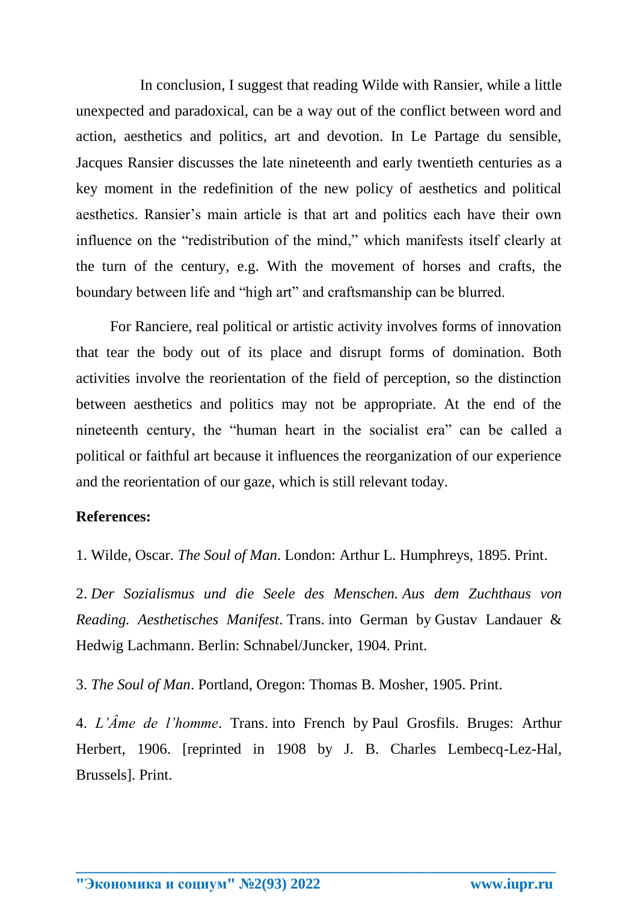In conclusion, I suggest that reading Wilde with Ransier, while a little unexpected and paradoxical, can be a way out of the conflict between word and action, aesthetics and politics, art and devotion. In Le Partage du sensible, Jacques Ransier discusses the late nineteenth and early twentieth centuries as a key moment in the redefinition of the new policy of aesthetics and political aesthetics. Ransier's main article is that art and politics each have their own influence on the "redistribution of the mind," which manifests itself clearly at the turn of the century, e.g. With the movement of horses and crafts, the boundary between life and "high art" and craftsmanship can be blurred.

For Ranciere, real political or artistic activity involves forms of innovation that tear the body out of its place and disrupt forms of domination. Both activities involve the reorientation of the field of perception, so the distinction between aesthetics and politics may not be appropriate. At the end of the nineteenth century, the "human heart in the socialist era" can be called a political or faithful art because it influences the reorganization of our experience and the reorientation of our gaze, which is still relevant today.

**References:**

1. Wilde, Oscar. *The Soul of Man*. London: Arthur L. Humphreys, 1895. Print.

2. *Der Sozialismus und die Seele des Menschen. Aus dem Zuchthaus von Reading. Aesthetisches Manifest*. Trans. into German by Gustav Landauer & Hedwig Lachmann. Berlin: Schnabel/Juncker, 1904. Print.

3. *The Soul of Man*. Portland, Oregon: Thomas B. Mosher, 1905. Print.

4. *L'Âme de l'homme*. Trans. into French by Paul Grosfils. Bruges: Arthur Herbert, 1906. [reprinted in 1908 by J. B. Charles Lembecq-Lez-Hal, Brussels]. Print.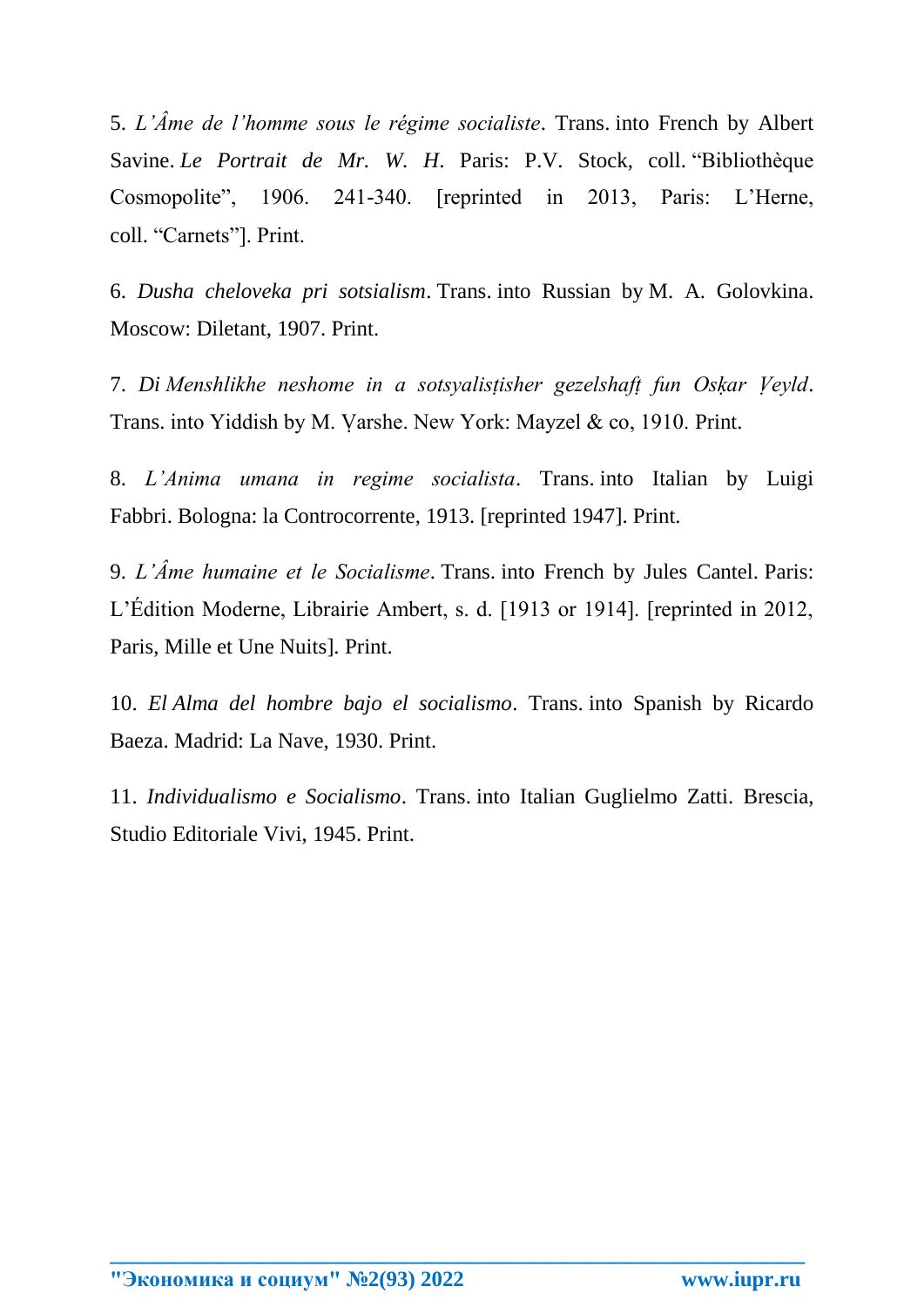5. *L'Âme de l'homme sous le régime socialiste*. Trans. into French by Albert Savine. *Le Portrait de Mr. W. H.* Paris: P.V. Stock, coll. "Bibliothèque Cosmopolite", 1906. 241-340. [reprinted in 2013, Paris: L'Herne, coll. "Carnets"]. Print.

6. *Dusha cheloveka pri sotsialism*. Trans. into Russian by M. A. Golovkina. Moscow: Diletant, 1907. Print.

7. *Di Menshlikhe neshome in a sotsyalisṭisher gezelshafṭ fun Osḳar Ṿeyld*. Trans. into Yiddish by M. Ṿarshe. New York: Mayzel & co, 1910. Print.

8. *L'Anima umana in regime socialista*. Trans. into Italian by Luigi Fabbri. Bologna: la Controcorrente, 1913. [reprinted 1947]. Print.

9. *L'Âme humaine et le Socialisme*. Trans. into French by Jules Cantel. Paris: L'Édition Moderne, Librairie Ambert, s. d. [1913 or 1914]. [reprinted in 2012, Paris, Mille et Une Nuits]. Print.

10. *El Alma del hombre bajo el socialismo*. Trans. into Spanish by Ricardo Baeza. Madrid: La Nave, 1930. Print.

11. *Individualismo e Socialismo*. Trans. into Italian Guglielmo Zatti. Brescia, Studio Editoriale Vivi, 1945. Print.